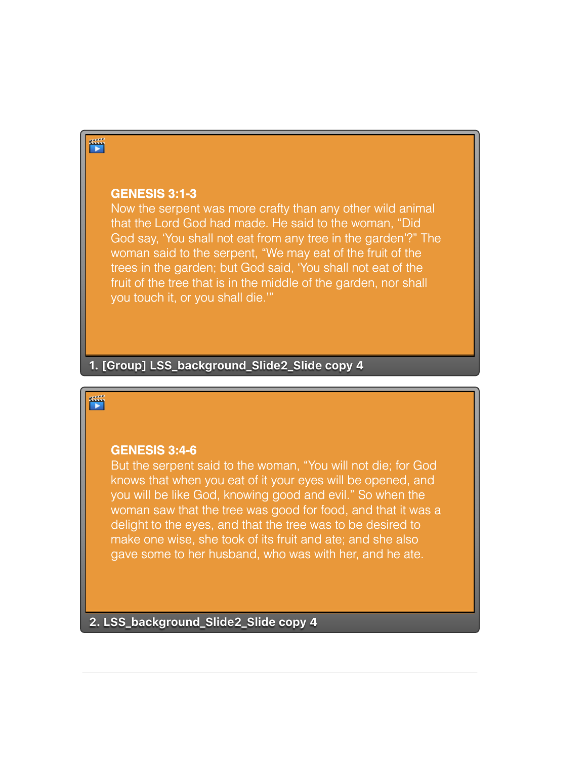**GENESIS 3:1-3**
Now the serpent was more crafty than any other wild animal that the Lord God had made. He said to the woman, "Did God say, 'You shall not eat from any tree in the garden'?" The woman said to the serpent, "We may eat of the fruit of the trees in the garden; but God said, 'You shall not eat of the fruit of the tree that is in the middle of the garden, nor shall you touch it, or you shall die.'"

1. [Group] LSS_background_Slide2_Slide copy 4

**GENESIS 3:4-6**
But the serpent said to the woman, "You will not die; for God knows that when you eat of it your eyes will be opened, and you will be like God, knowing good and evil." So when the woman saw that the tree was good for food, and that it was a delight to the eyes, and that the tree was to be desired to make one wise, she took of its fruit and ate; and she also gave some to her husband, who was with her, and he ate.

2. LSS_background_Slide2_Slide copy 4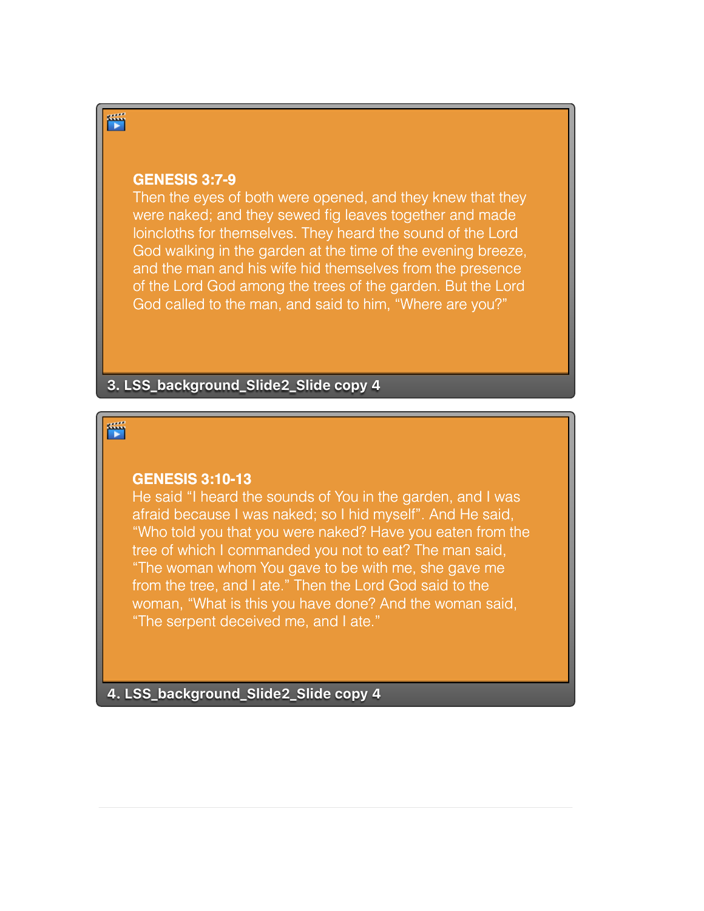**GENESIS 3:7-9**

Then the eyes of both were opened, and they knew that they were naked; and they sewed fig leaves together and made loincloths for themselves. They heard the sound of the Lord God walking in the garden at the time of the evening breeze, and the man and his wife hid themselves from the presence of the Lord God among the trees of the garden. But the Lord God called to the man, and said to him, “Where are you?”

**3. LSS_background_Slide2_Slide copy 4**

**GENESIS 3:10-13**

He said “I heard the sounds of You in the garden, and I was afraid because I was naked; so I hid myself”. And He said, “Who told you that you were naked? Have you eaten from the tree of which I commanded you not to eat? The man said, “The woman whom You gave to be with me, she gave me from the tree, and I ate.” Then the Lord God said to the woman, “What is this you have done? And the woman said, “The serpent deceived me, and I ate.”

**4. LSS_background_Slide2_Slide copy 4**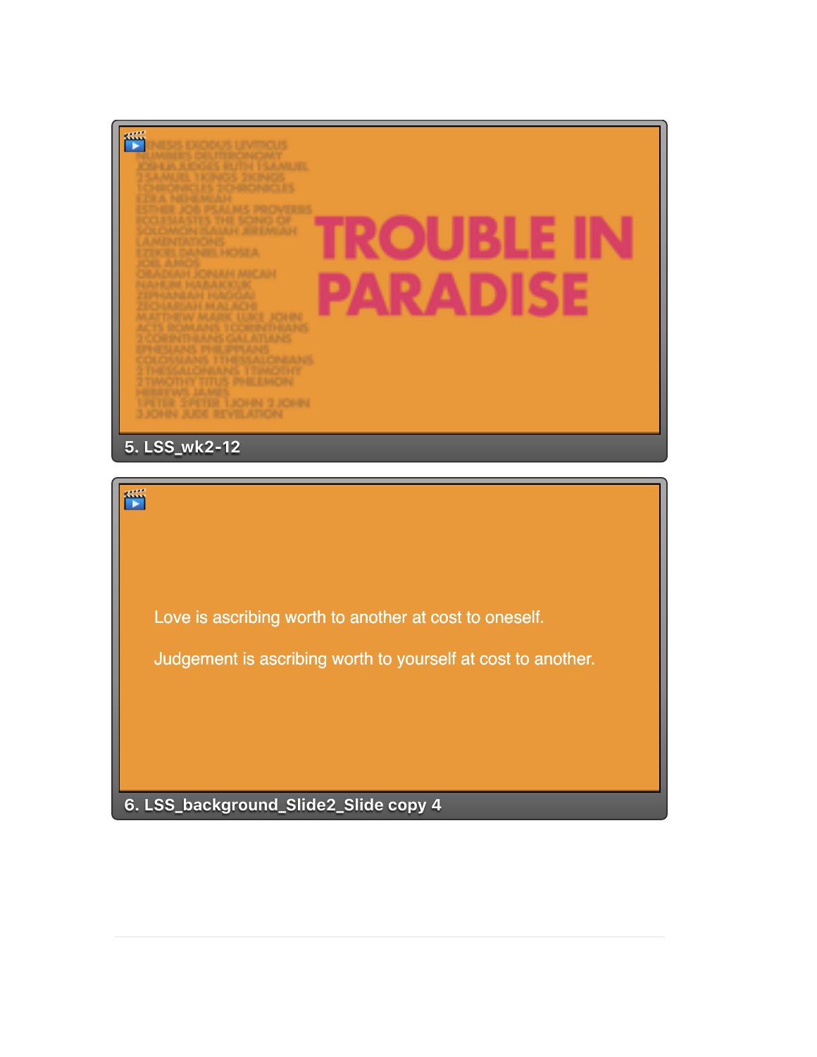GENESIS EXODUS LEVITICUS
NUMBERS DEUTERONOMY
JOSHUA JUDGES RUTH 1 SAMUEL
2 SAMUEL 1 KINGS 2 KINGS
1 CHRONICLES 2 CHRONICLES
EZRA NEHEMIAH
ESTHER JOB PSALMS PROVERBS
ECCLESIASTES THE SONG OF
SOLOMON ISAIAH JEREMIAH
LAMENTATIONS
EZEKIEL DANIEL HOSEA
JOEL AMOS
OBADIAH JONAH MICAH
NAHUM HABAKKUK
ZEPHANIAH HAGGAI
ZECHARIAH MALACHI
MATTHEW MARK LUKE JOHN
ACTS ROMANS 1 CORINTHIANS
2 CORINTHIANS GALATIANS
EPHESIANS PHILIPPIANS
COLOSSIANS 1 THESSALONIANS
2 THESSALONIANS 1 TIMOTHY
2 TIMOTHY TITUS PHILEMON
HEBREWS JAMES
1 PETER 2 PETER 1 JOHN 2 JOHN
3 JOHN JUDE REVELATION

# TROUBLE IN PARADISE

5. LSS_wk2-12

Love is ascribing worth to another at cost to oneself.

Judgement is ascribing worth to yourself at cost to another.

6. LSS_background_Slide2_Slide copy 4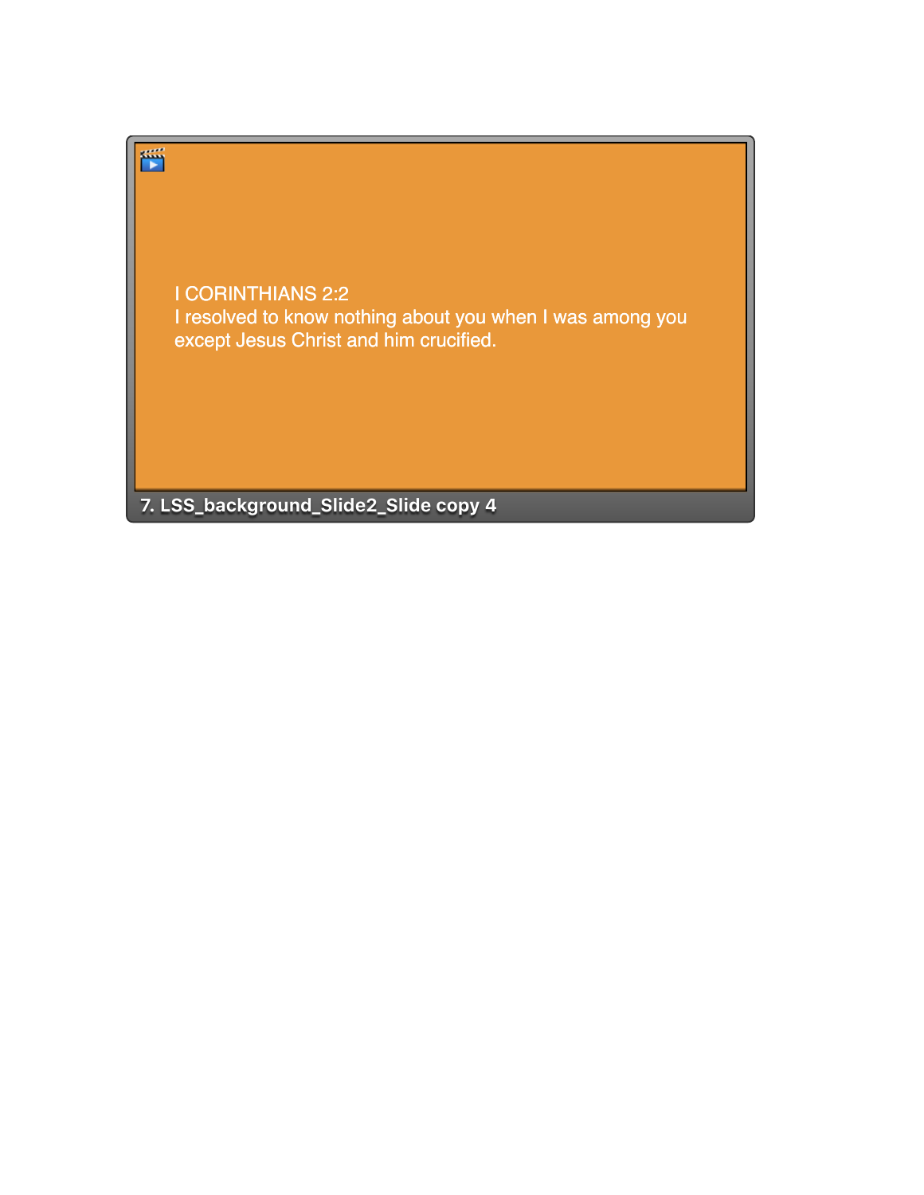I CORINTHIANS 2:2
I resolved to know nothing about you when I was among you except Jesus Christ and him crucified.

7. LSS_background_Slide2_Slide copy 4